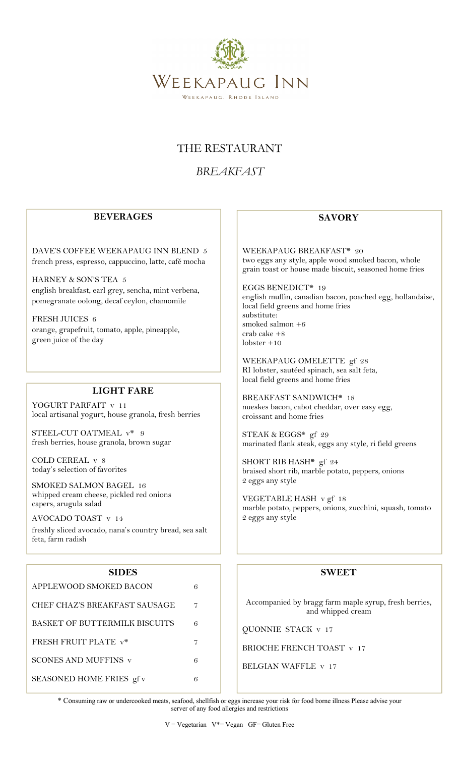# WEEKAPAUG INN

WEEKAPAUG, RHODE ISLAND

## THE RESTAURANT

## *BREAKFAST*

### BEVERAGES

DAVE'S COFFEE WEEKAPAUG INN BLEND 5
french press, espresso, cappuccino, latte, café mocha

HARNEY & SON'S TEA 5
english breakfast, earl grey, sencha, mint verbena, pomegranate oolong, decaf ceylon, chamomile

FRESH JUICES 6
orange, grapefruit, tomato, apple, pineapple, green juice of the day

### LIGHT FARE

YOGURT PARFAIT v 11
local artisanal yogurt, house granola, fresh berries

STEEL-CUT OATMEAL v* 9
fresh berries, house granola, brown sugar

COLD CEREAL v 8
today's selection of favorites

SMOKED SALMON BAGEL 16
whipped cream cheese, pickled red onions capers, arugula salad

AVOCADO TOAST v 14
freshly sliced avocado, nana's country bread, sea salt feta, farm radish

### SIDES

| | |
|---|---|
| APPLEWOOD SMOKED BACON | 6 |
| CHEF CHAZ'S BREAKFAST SAUSAGE | 7 |
| BASKET OF BUTTERMILK BISCUITS | 6 |
| FRESH FRUIT PLATE v* | 7 |
| SCONES AND MUFFINS v | 6 |
| SEASONED HOME FRIES gf v | 6 |

### SAVORY

WEEKAPAUG BREAKFAST* 20
two eggs any style, apple wood smoked bacon, whole grain toast or house made biscuit, seasoned home fries

EGGS BENEDICT* 19
english muffin, canadian bacon, poached egg, hollandaise, local field greens and home fries
substitute:
smoked salmon +6
crab cake +8
lobster +10

WEEKAPAUG OMELETTE gf 28
RI lobster, sautéed spinach, sea salt feta, local field greens and home fries

BREAKFAST SANDWICH* 18
nueskes bacon, cabot cheddar, over easy egg, croissant and home fries

STEAK & EGGS* gf 29
marinated flank steak, eggs any style, ri field greens

SHORT RIB HASH* gf 24
braised short rib, marble potato, peppers, onions 2 eggs any style

VEGETABLE HASH v gf 18
marble potato, peppers, onions, zucchini, squash, tomato 2 eggs any style

### SWEET

Accompanied by bragg farm maple syrup, fresh berries, and whipped cream

QUONNIE STACK v 17

BRIOCHE FRENCH TOAST v 17

BELGIAN WAFFLE v 17

\* Consuming raw or undercooked meats, seafood, shellfish or eggs increase your risk for food borne illness Please advise your server of any food allergies and restrictions

V = Vegetarian V*= Vegan GF= Gluten Free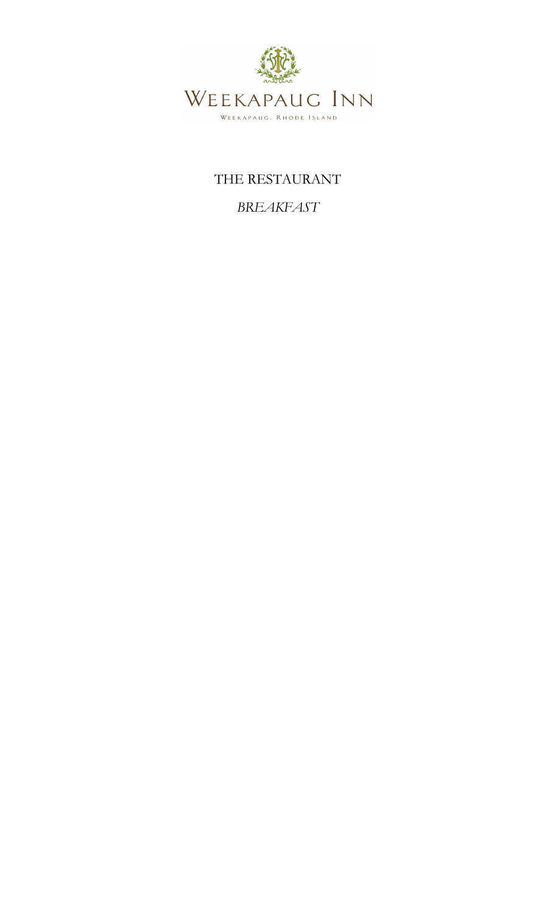WEEKAPAUG INN

WEEKAPAUG, RHODE ISLAND

# THE RESTAURANT

## *BREAKFAST*